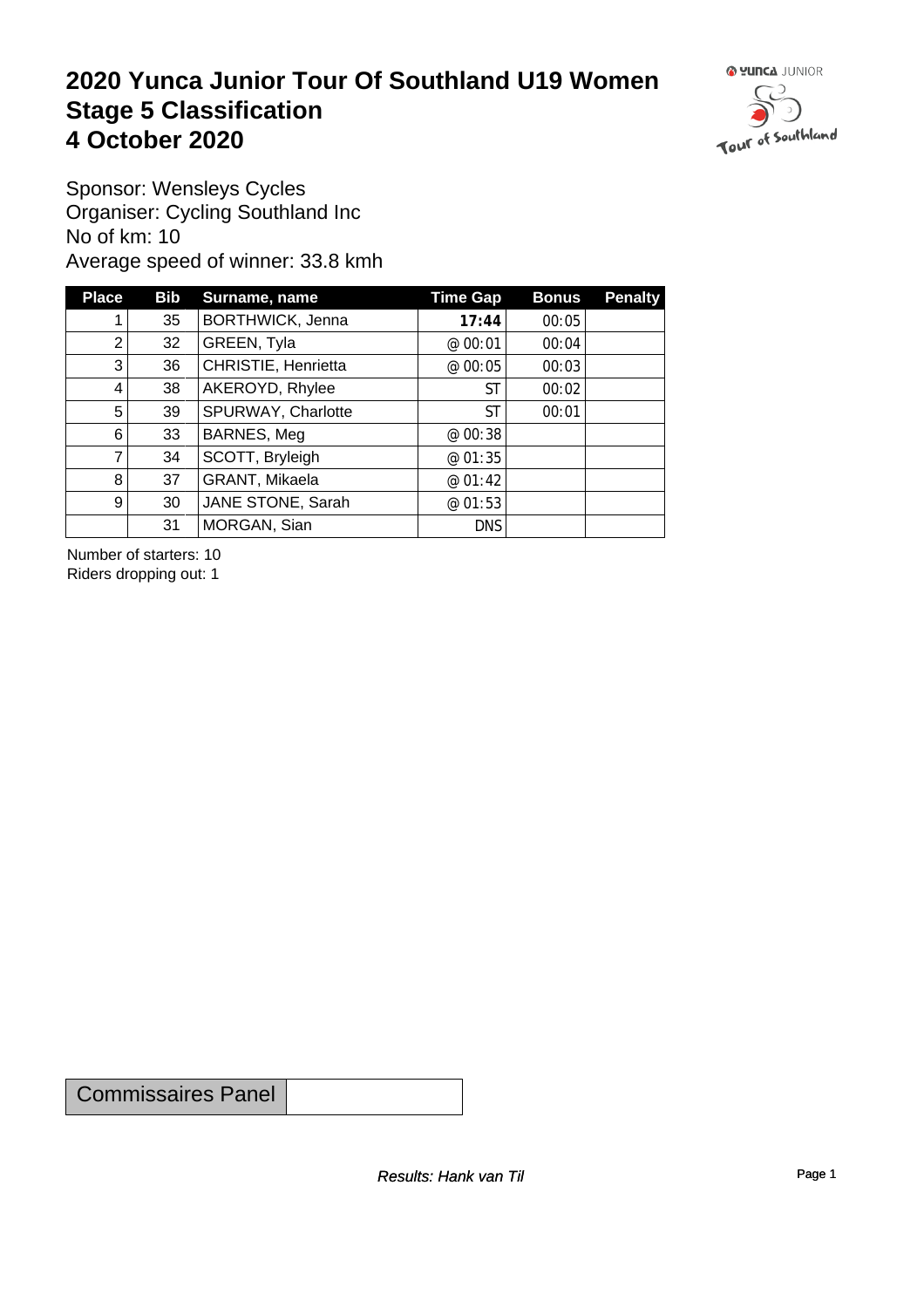# 2020 Yunca Junior Tour Of Southland U19 Women
# Stage 5 Classification
# 4 October 2020

Sponsor: Wensleys Cycles
Organiser: Cycling Southland Inc
No of km: 10
Average speed of winner: 33.8 kmh

| Place | Bib | Surname, name | Time Gap | Bonus | Penalty |
|---|---|---|---|---|---|
| 1 | 35 | BORTHWICK, Jenna | **17:44** | 00:05 | |
| 2 | 32 | GREEN, Tyla | @ 00:01 | 00:04 | |
| 3 | 36 | CHRISTIE, Henrietta | @ 00:05 | 00:03 | |
| 4 | 38 | AKEROYD, Rhylee | ST | 00:02 | |
| 5 | 39 | SPURWAY, Charlotte | ST | 00:01 | |
| 6 | 33 | BARNES, Meg | @ 00:38 | | |
| 7 | 34 | SCOTT, Bryleigh | @ 01:35 | | |
| 8 | 37 | GRANT, Mikaela | @ 01:42 | | |
| 9 | 30 | JANE STONE, Sarah | @ 01:53 | | |
| | 31 | MORGAN, Sian | DNS | | |

Number of starters: 10
Riders dropping out: 1

| Commissaires Panel | |
|---|---|

*Results: Hank van Til*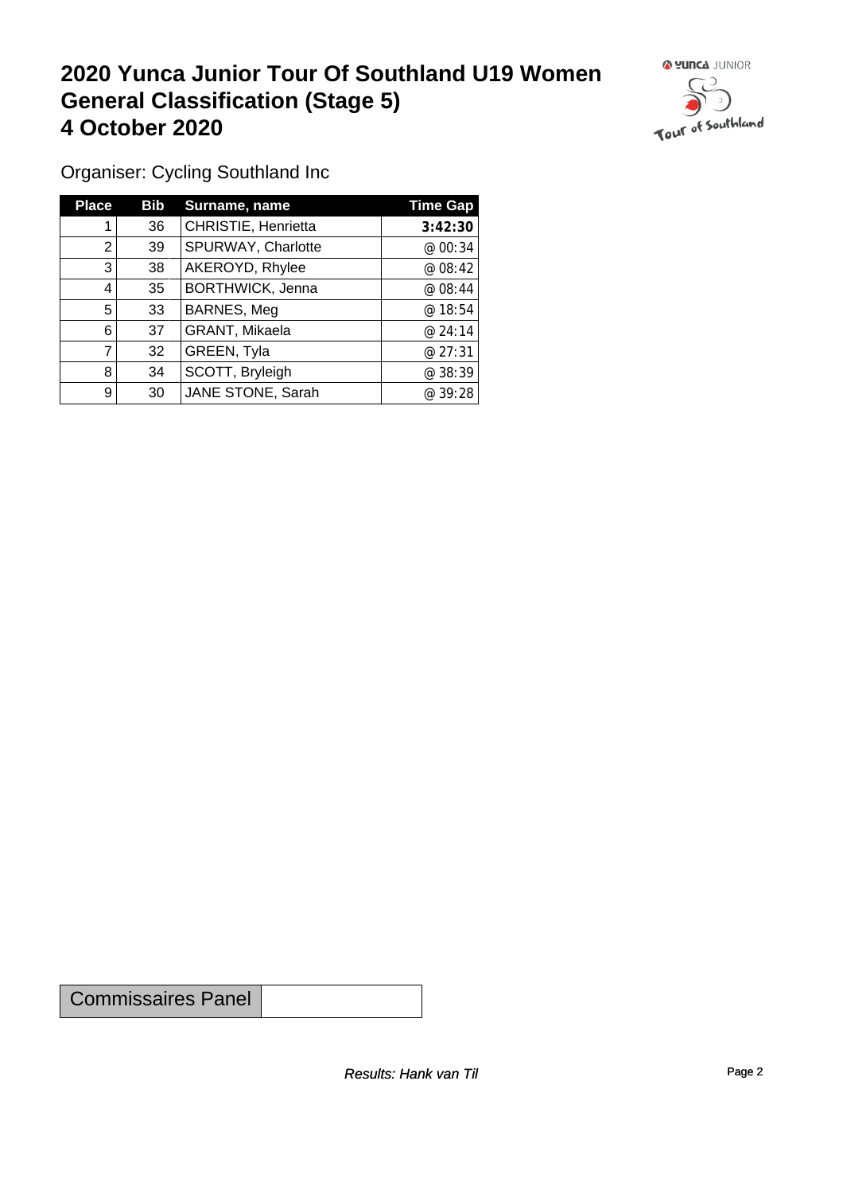# 2020 Yunca Junior Tour Of Southland U19 Women
# General Classification (Stage 5)
# 4 October 2020

Organiser: Cycling Southland Inc

| Place | Bib | Surname, name | Time Gap |
|---|---|---|---|
| 1 | 36 | CHRISTIE, Henrietta | **3:42:30** |
| 2 | 39 | SPURWAY, Charlotte | @ 00:34 |
| 3 | 38 | AKEROYD, Rhylee | @ 08:42 |
| 4 | 35 | BORTHWICK, Jenna | @ 08:44 |
| 5 | 33 | BARNES, Meg | @ 18:54 |
| 6 | 37 | GRANT, Mikaela | @ 24:14 |
| 7 | 32 | GREEN, Tyla | @ 27:31 |
| 8 | 34 | SCOTT, Bryleigh | @ 38:39 |
| 9 | 30 | JANE STONE, Sarah | @ 39:28 |

| Commissaires Panel | |
|---|---|

*Results: Hank van Til*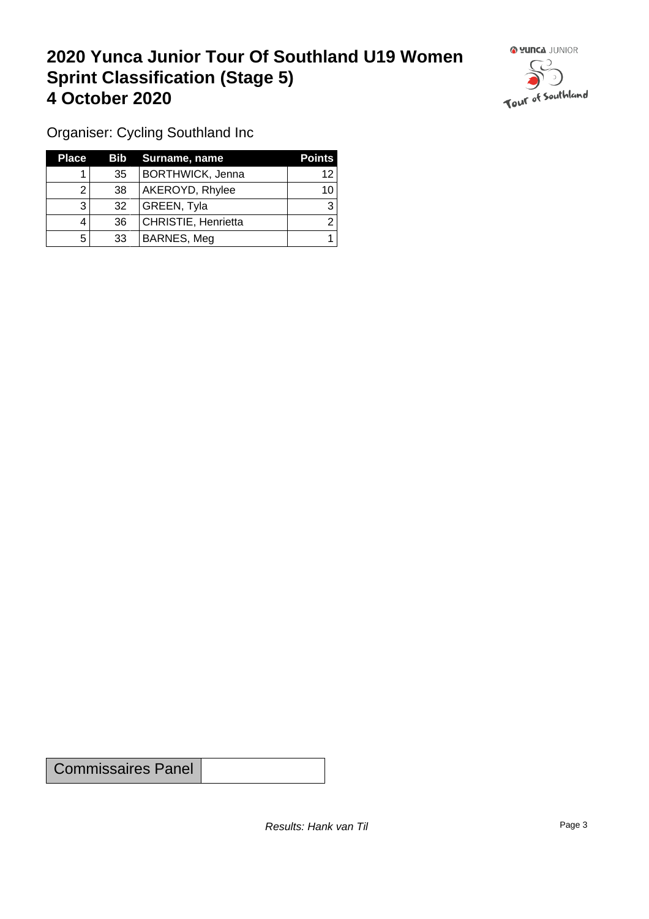# 2020 Yunca Junior Tour Of Southland U19 Women
# Sprint Classification (Stage 5)
# 4 October 2020

Organiser: Cycling Southland Inc

| Place | Bib | Surname, name | Points |
|---|---|---|---|
| 1 | 35 | BORTHWICK, Jenna | 12 |
| 2 | 38 | AKEROYD, Rhylee | 10 |
| 3 | 32 | GREEN, Tyla | 3 |
| 4 | 36 | CHRISTIE, Henrietta | 2 |
| 5 | 33 | BARNES, Meg | 1 |

| Commissaires Panel | |
|---|---|

*Results: Hank van Til*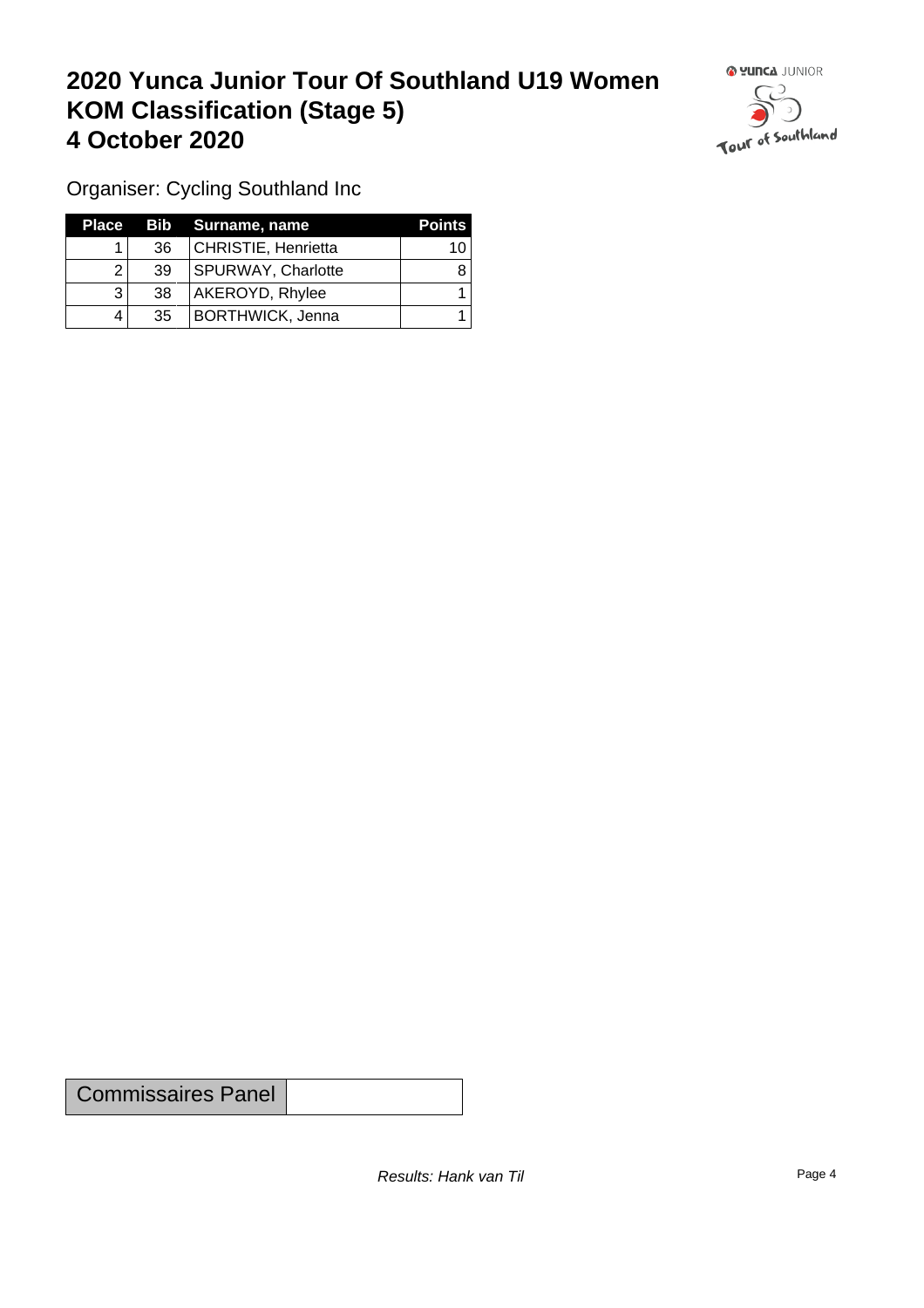# 2020 Yunca Junior Tour Of Southland U19 Women
# KOM Classification (Stage 5)
# 4 October 2020

Organiser: Cycling Southland Inc

| Place | Bib | Surname, name | Points |
|---|---|---|---|
| 1 | 36 | CHRISTIE, Henrietta | 10 |
| 2 | 39 | SPURWAY, Charlotte | 8 |
| 3 | 38 | AKEROYD, Rhylee | 1 |
| 4 | 35 | BORTHWICK, Jenna | 1 |

| Commissaires Panel | |
|---|---|

*Results: Hank van Til*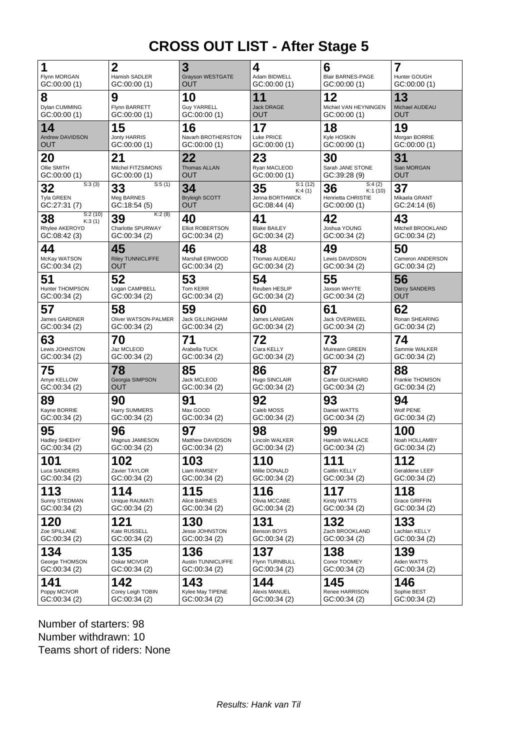# CROSS OUT LIST - After Stage 5

| | | | | | |
|---|---|---|---|---|---|
| **1**<br>Flynn MORGAN<br>GC:00:00 (1) | **2**<br>Hamish SADLER<br>GC:00:00 (1) | **3**<br>Grayson WESTGATE<br>OUT | **4**<br>Adam BIDWELL<br>GC:00:00 (1) | **6**<br>Blair BARNES-PAGE<br>GC:00:00 (1) | **7**<br>Hunter GOUGH<br>GC:00:00 (1) |
| **8**<br>Dylan CUMMING<br>GC:00:00 (1) | **9**<br>Flynn BARRETT<br>GC:00:00 (1) | **10**<br>Guy YARRELL<br>GC:00:00 (1) | **11**<br>Jack DRAGE<br>OUT | **12**<br>Michiel VAN HEYNINGEN<br>GC:00:00 (1) | **13**<br>Michael AUDEAU<br>OUT |
| **14**<br>Andrew DAVIDSON<br>OUT | **15**<br>Jonty HARRIS<br>GC:00:00 (1) | **16**<br>Navarh BROTHERSTON<br>GC:00:00 (1) | **17**<br>Luke PRICE<br>GC:00:00 (1) | **18**<br>Kyle HOSKIN<br>GC:00:00 (1) | **19**<br>Morgan BORRIE<br>GC:00:00 (1) |
| **20**<br>Ollie SMITH<br>GC:00:00 (1) | **21**<br>Mitchel FITZSIMONS<br>GC:00:00 (1) | **22**<br>Thomas ALLAN<br>OUT | **23**<br>Ryan MACLEOD<br>GC:00:00 (1) | **30**<br>Sarah JANE STONE<br>GC:39:28 (9) | **31**<br>Sian MORGAN<br>OUT |
| **32** S:3 (3)<br>Tyla GREEN<br>GC:27:31 (7) | **33** S:5 (1)<br>Meg BARNES<br>GC:18:54 (5) | **34**<br>Bryleigh SCOTT<br>OUT | **35** S:1 (12) K:4 (1)<br>Jenna BORTHWICK<br>GC:08:44 (4) | **36** S:4 (2) K:1 (10)<br>Henrietta CHRISTIE<br>GC:00:00 (1) | **37**<br>Mikaela GRANT<br>GC:24:14 (6) |
| **38** S:2 (10) K:3 (1)<br>Rhylee AKEROYD<br>GC:08:42 (3) | **39** K:2 (8)<br>Charlotte SPURWAY<br>GC:00:34 (2) | **40**<br>Elliot ROBERTSON<br>GC:00:34 (2) | **41**<br>Blake BAILEY<br>GC:00:34 (2) | **42**<br>Joshua YOUNG<br>GC:00:34 (2) | **43**<br>Mitchell BROOKLAND<br>GC:00:34 (2) |
| **44**<br>McKay WATSON<br>GC:00:34 (2) | **45**<br>Riley TUNNICLIFFE<br>OUT | **46**<br>Marshall ERWOOD<br>GC:00:34 (2) | **48**<br>Thomas AUDEAU<br>GC:00:34 (2) | **49**<br>Lewis DAVIDSON<br>GC:00:34 (2) | **50**<br>Cameron ANDERSON<br>GC:00:34 (2) |
| **51**<br>Hunter THOMPSON<br>GC:00:34 (2) | **52**<br>Logan CAMPBELL<br>GC:00:34 (2) | **53**<br>Tom KERR<br>GC:00:34 (2) | **54**<br>Reuben HESLIP<br>GC:00:34 (2) | **55**<br>Jaxson WHYTE<br>GC:00:34 (2) | **56**<br>Darcy SANDERS<br>OUT |
| **57**<br>James GARDNER<br>GC:00:34 (2) | **58**<br>Oliver WATSON-PALMER<br>GC:00:34 (2) | **59**<br>Jack GILLINGHAM<br>GC:00:34 (2) | **60**<br>James LANIGAN<br>GC:00:34 (2) | **61**<br>Jack OVERWEEL<br>GC:00:34 (2) | **62**<br>Ronan SHEARING<br>GC:00:34 (2) |
| **63**<br>Lewis JOHNSTON<br>GC:00:34 (2) | **70**<br>Jaz MCLEOD<br>GC:00:34 (2) | **71**<br>Arabella TUCK<br>GC:00:34 (2) | **72**<br>Ciara KELLY<br>GC:00:34 (2) | **73**<br>Muireann GREEN<br>GC:00:34 (2) | **74**<br>Sammie WALKER<br>GC:00:34 (2) |
| **75**<br>Amye KELLOW<br>GC:00:34 (2) | **78**<br>Georgia SIMPSON<br>OUT | **85**<br>Jack MCLEOD<br>GC:00:34 (2) | **86**<br>Hugo SINCLAIR<br>GC:00:34 (2) | **87**<br>Carter GUICHARD<br>GC:00:34 (2) | **88**<br>Frankie THOMSON<br>GC:00:34 (2) |
| **89**<br>Kayne BORRIE<br>GC:00:34 (2) | **90**<br>Harry SUMMERS<br>GC:00:34 (2) | **91**<br>Max GOOD<br>GC:00:34 (2) | **92**<br>Caleb MOSS<br>GC:00:34 (2) | **93**<br>Daniel WATTS<br>GC:00:34 (2) | **94**<br>Wolf PENE<br>GC:00:34 (2) |
| **95**<br>Hadley SHEEHY<br>GC:00:34 (2) | **96**<br>Magnus JAMIESON<br>GC:00:34 (2) | **97**<br>Matthew DAVIDSON<br>GC:00:34 (2) | **98**<br>Lincoln WALKER<br>GC:00:34 (2) | **99**<br>Hamish WALLACE<br>GC:00:34 (2) | **100**<br>Noah HOLLAMBY<br>GC:00:34 (2) |
| **101**<br>Luca SANDERS<br>GC:00:34 (2) | **102**<br>Zavier TAYLOR<br>GC:00:34 (2) | **103**<br>Liam RAMSEY<br>GC:00:34 (2) | **110**<br>Millie DONALD<br>GC:00:34 (2) | **111**<br>Caitlin KELLY<br>GC:00:34 (2) | **112**<br>Geraldene LEEF<br>GC:00:34 (2) |
| **113**<br>Sunny STEDMAN<br>GC:00:34 (2) | **114**<br>Unique RAUMATI<br>GC:00:34 (2) | **115**<br>Alice BARNES<br>GC:00:34 (2) | **116**<br>Olivia MCCABE<br>GC:00:34 (2) | **117**<br>Kirsty WATTS<br>GC:00:34 (2) | **118**<br>Grace GRIFFIN<br>GC:00:34 (2) |
| **120**<br>Zoe SPILLANE<br>GC:00:34 (2) | **121**<br>Kate RUSSELL<br>GC:00:34 (2) | **130**<br>Jesse JOHNSTON<br>GC:00:34 (2) | **131**<br>Benson BOYS<br>GC:00:34 (2) | **132**<br>Zach BROOKLAND<br>GC:00:34 (2) | **133**<br>Lachlan KELLY<br>GC:00:34 (2) |
| **134**<br>George THOMSON<br>GC:00:34 (2) | **135**<br>Oskar MCIVOR<br>GC:00:34 (2) | **136**<br>Austin TUNNICLIFFE<br>GC:00:34 (2) | **137**<br>Flynn TURNBULL<br>GC:00:34 (2) | **138**<br>Conor TOOMEY<br>GC:00:34 (2) | **139**<br>Aiden WATTS<br>GC:00:34 (2) |
| **141**<br>Poppy MCIVOR<br>GC:00:34 (2) | **142**<br>Corey Leigh TOBIN<br>GC:00:34 (2) | **143**<br>Kylee May TIPENE<br>GC:00:34 (2) | **144**<br>Alexis MANUEL<br>GC:00:34 (2) | **145**<br>Renee HARRISON<br>GC:00:34 (2) | **146**<br>Sophie BEST<br>GC:00:34 (2) |

Number of starters: 98
Number withdrawn: 10
Teams short of riders: None

*Results: Hank van Til*